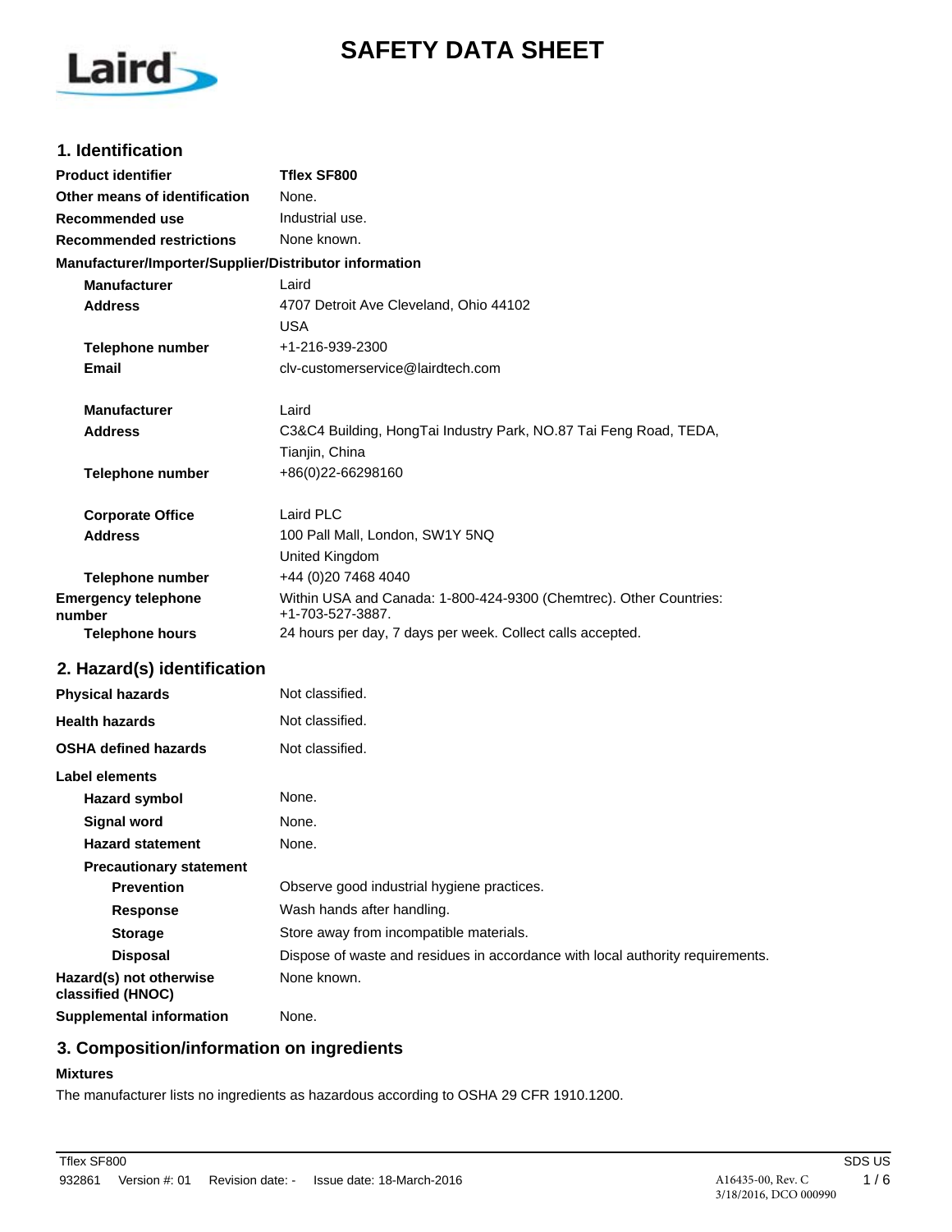# SAFETY DATA SHEET

## 1. Identification

| | |
|---|---|
| **Product identifier** | **Tflex SF800** |
| **Other means of identification** | None. |
| **Recommended use** | Industrial use. |
| **Recommended restrictions** | None known. |

**Manufacturer/Importer/Supplier/Distributor information**

| | |
|---|---|
| **Manufacturer** | Laird |
| **Address** | 4707 Detroit Ave Cleveland, Ohio 44102<br>USA |
| **Telephone number** | +1-216-939-2300 |
| **Email** | clv-customerservice@lairdtech.com |
| **Manufacturer** | Laird |
| **Address** | C3&C4 Building, HongTai Industry Park, NO.87 Tai Feng Road, TEDA,<br>Tianjin, China |
| **Telephone number** | +86(0)22-66298160 |
| **Corporate Office** | Laird PLC |
| **Address** | 100 Pall Mall, London, SW1Y 5NQ<br>United Kingdom |
| **Telephone number** | +44 (0)20 7468 4040 |
| **Emergency telephone number** | Within USA and Canada: 1-800-424-9300 (Chemtrec). Other Countries: +1-703-527-3887. |
| **Telephone hours** | 24 hours per day, 7 days per week. Collect calls accepted. |

## 2. Hazard(s) identification

| | |
|---|---|
| **Physical hazards** | Not classified. |
| **Health hazards** | Not classified. |
| **OSHA defined hazards** | Not classified. |

**Label elements**

| | |
|---|---|
| **Hazard symbol** | None. |
| **Signal word** | None. |
| **Hazard statement** | None. |

**Precautionary statement**

| | |
|---|---|
| **Prevention** | Observe good industrial hygiene practices. |
| **Response** | Wash hands after handling. |
| **Storage** | Store away from incompatible materials. |
| **Disposal** | Dispose of waste and residues in accordance with local authority requirements. |
| **Hazard(s) not otherwise classified (HNOC)** | None known. |
| **Supplemental information** | None. |

## 3. Composition/information on ingredients

**Mixtures**

The manufacturer lists no ingredients as hazardous according to OSHA 29 CFR 1910.1200.

Tflex SF800 SDS US
932861 Version #: 01 Revision date: - Issue date: 18-March-2016
A16435-00, Rev. C
3/18/2016, DCO 000990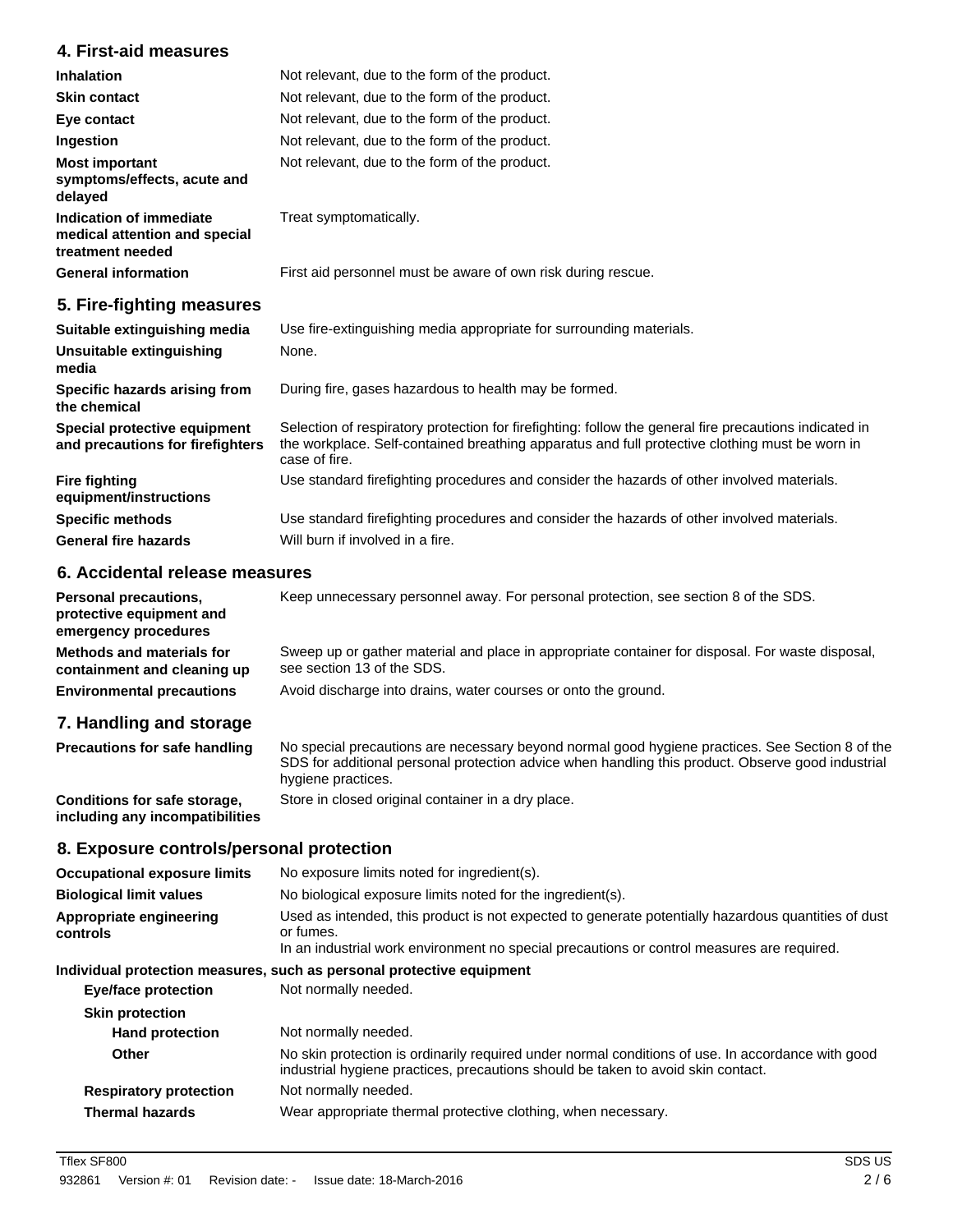## 4. First-aid measures

| | |
|---|---|
| **Inhalation** | Not relevant, due to the form of the product. |
| **Skin contact** | Not relevant, due to the form of the product. |
| **Eye contact** | Not relevant, due to the form of the product. |
| **Ingestion** | Not relevant, due to the form of the product. |
| **Most important symptoms/effects, acute and delayed** | Not relevant, due to the form of the product. |
| **Indication of immediate medical attention and special treatment needed** | Treat symptomatically. |
| **General information** | First aid personnel must be aware of own risk during rescue. |

## 5. Fire-fighting measures

| | |
|---|---|
| **Suitable extinguishing media** | Use fire-extinguishing media appropriate for surrounding materials. |
| **Unsuitable extinguishing media** | None. |
| **Specific hazards arising from the chemical** | During fire, gases hazardous to health may be formed. |
| **Special protective equipment and precautions for firefighters** | Selection of respiratory protection for firefighting: follow the general fire precautions indicated in the workplace. Self-contained breathing apparatus and full protective clothing must be worn in case of fire. |
| **Fire fighting equipment/instructions** | Use standard firefighting procedures and consider the hazards of other involved materials. |
| **Specific methods** | Use standard firefighting procedures and consider the hazards of other involved materials. |
| **General fire hazards** | Will burn if involved in a fire. |

## 6. Accidental release measures

| | |
|---|---|
| **Personal precautions, protective equipment and emergency procedures** | Keep unnecessary personnel away. For personal protection, see section 8 of the SDS. |
| **Methods and materials for containment and cleaning up** | Sweep up or gather material and place in appropriate container for disposal. For waste disposal, see section 13 of the SDS. |
| **Environmental precautions** | Avoid discharge into drains, water courses or onto the ground. |

## 7. Handling and storage

| | |
|---|---|
| **Precautions for safe handling** | No special precautions are necessary beyond normal good hygiene practices. See Section 8 of the SDS for additional personal protection advice when handling this product. Observe good industrial hygiene practices. |
| **Conditions for safe storage, including any incompatibilities** | Store in closed original container in a dry place. |

## 8. Exposure controls/personal protection

| | |
|---|---|
| **Occupational exposure limits** | No exposure limits noted for ingredient(s). |
| **Biological limit values** | No biological exposure limits noted for the ingredient(s). |
| **Appropriate engineering controls** | Used as intended, this product is not expected to generate potentially hazardous quantities of dust or fumes. In an industrial work environment no special precautions or control measures are required. |

**Individual protection measures, such as personal protective equipment**

| | |
|---|---|
| **Eye/face protection** | Not normally needed. |
| **Skin protection** | |
| **Hand protection** | Not normally needed. |
| **Other** | No skin protection is ordinarily required under normal conditions of use. In accordance with good industrial hygiene practices, precautions should be taken to avoid skin contact. |
| **Respiratory protection** | Not normally needed. |
| **Thermal hazards** | Wear appropriate thermal protective clothing, when necessary. |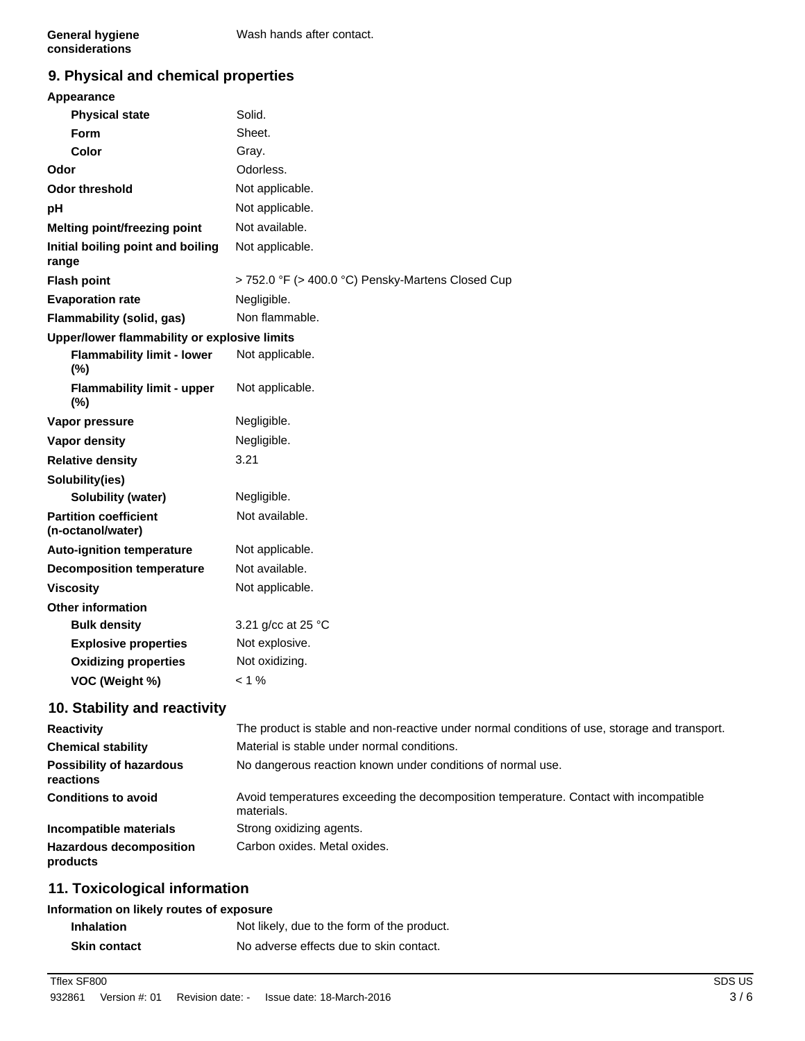| | |
|---|---|
| **General hygiene considerations** | Wash hands after contact. |

## 9. Physical and chemical properties

| | |
|---|---|
| **Appearance** | |
| **Physical state** | Solid. |
| **Form** | Sheet. |
| **Color** | Gray. |
| **Odor** | Odorless. |
| **Odor threshold** | Not applicable. |
| **pH** | Not applicable. |
| **Melting point/freezing point** | Not available. |
| **Initial boiling point and boiling range** | Not applicable. |
| **Flash point** | > 752.0 °F (> 400.0 °C) Pensky-Martens Closed Cup |
| **Evaporation rate** | Negligible. |
| **Flammability (solid, gas)** | Non flammable. |
| **Upper/lower flammability or explosive limits** | |
| **Flammability limit - lower (%)** | Not applicable. |
| **Flammability limit - upper (%)** | Not applicable. |
| **Vapor pressure** | Negligible. |
| **Vapor density** | Negligible. |
| **Relative density** | 3.21 |
| **Solubility(ies)** | |
| **Solubility (water)** | Negligible. |
| **Partition coefficient (n-octanol/water)** | Not available. |
| **Auto-ignition temperature** | Not applicable. |
| **Decomposition temperature** | Not available. |
| **Viscosity** | Not applicable. |
| **Other information** | |
| **Bulk density** | 3.21 g/cc at 25 °C |
| **Explosive properties** | Not explosive. |
| **Oxidizing properties** | Not oxidizing. |
| **VOC (Weight %)** | < 1 % |

## 10. Stability and reactivity

| | |
|---|---|
| **Reactivity** | The product is stable and non-reactive under normal conditions of use, storage and transport. |
| **Chemical stability** | Material is stable under normal conditions. |
| **Possibility of hazardous reactions** | No dangerous reaction known under conditions of normal use. |
| **Conditions to avoid** | Avoid temperatures exceeding the decomposition temperature. Contact with incompatible materials. |
| **Incompatible materials** | Strong oxidizing agents. |
| **Hazardous decomposition products** | Carbon oxides. Metal oxides. |

## 11. Toxicological information

| | |
|---|---|
| **Information on likely routes of exposure** | |
| **Inhalation** | Not likely, due to the form of the product. |
| **Skin contact** | No adverse effects due to skin contact. |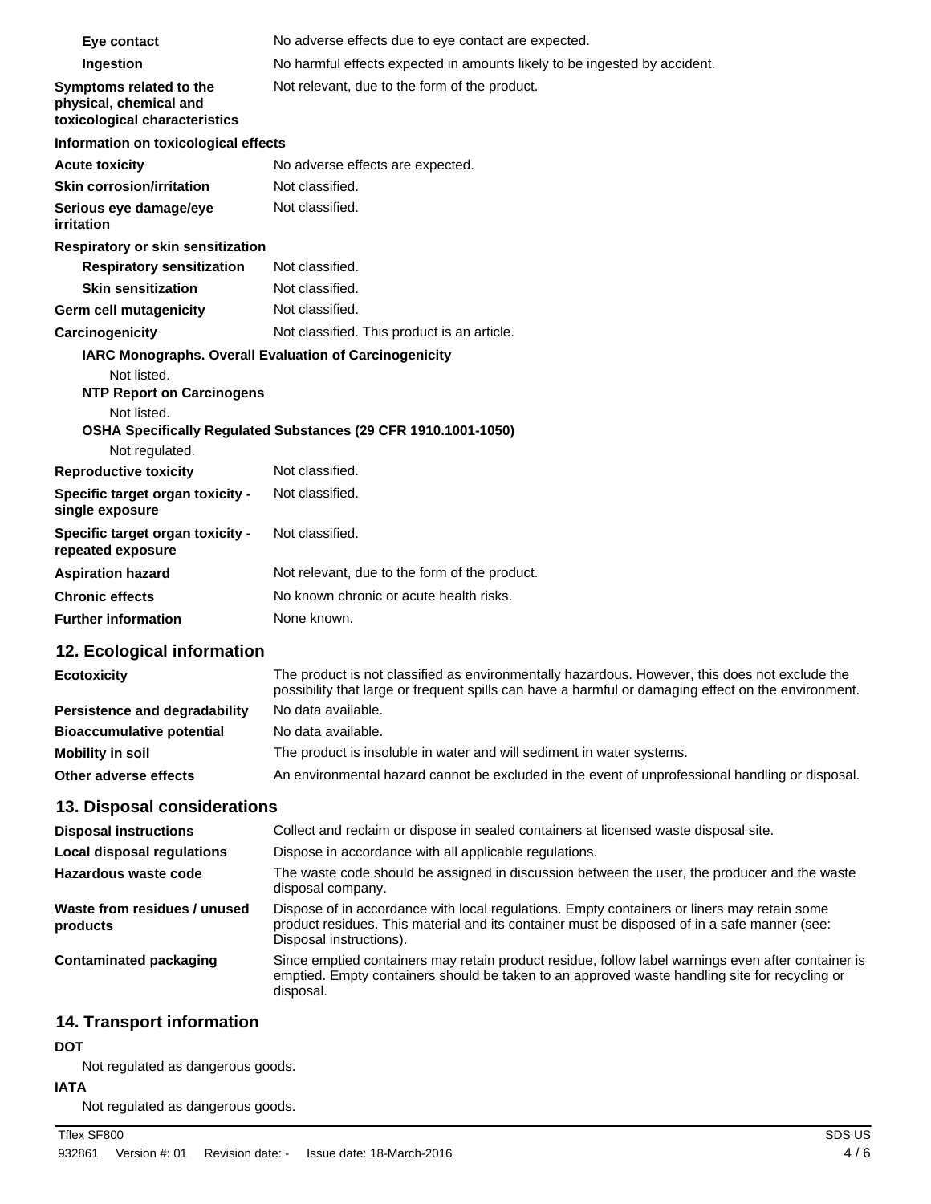| | |
|---|---|
| **Eye contact** | No adverse effects due to eye contact are expected. |
| **Ingestion** | No harmful effects expected in amounts likely to be ingested by accident. |
| **Symptoms related to the physical, chemical and toxicological characteristics** | Not relevant, due to the form of the product. |

**Information on toxicological effects**

| | |
|---|---|
| **Acute toxicity** | No adverse effects are expected. |
| **Skin corrosion/irritation** | Not classified. |
| **Serious eye damage/eye irritation** | Not classified. |

**Respiratory or skin sensitization**

| | |
|---|---|
| **Respiratory sensitization** | Not classified. |
| **Skin sensitization** | Not classified. |
| **Germ cell mutagenicity** | Not classified. |
| **Carcinogenicity** | Not classified. This product is an article. |

**IARC Monographs. Overall Evaluation of Carcinogenicity**

Not listed.

**NTP Report on Carcinogens**

Not listed.

**OSHA Specifically Regulated Substances (29 CFR 1910.1001-1050)**

Not regulated.

| | |
|---|---|
| **Reproductive toxicity** | Not classified. |
| **Specific target organ toxicity - single exposure** | Not classified. |
| **Specific target organ toxicity - repeated exposure** | Not classified. |
| **Aspiration hazard** | Not relevant, due to the form of the product. |
| **Chronic effects** | No known chronic or acute health risks. |
| **Further information** | None known. |

## 12. Ecological information

| | |
|---|---|
| **Ecotoxicity** | The product is not classified as environmentally hazardous. However, this does not exclude the possibility that large or frequent spills can have a harmful or damaging effect on the environment. |
| **Persistence and degradability** | No data available. |
| **Bioaccumulative potential** | No data available. |
| **Mobility in soil** | The product is insoluble in water and will sediment in water systems. |
| **Other adverse effects** | An environmental hazard cannot be excluded in the event of unprofessional handling or disposal. |

## 13. Disposal considerations

| | |
|---|---|
| **Disposal instructions** | Collect and reclaim or dispose in sealed containers at licensed waste disposal site. |
| **Local disposal regulations** | Dispose in accordance with all applicable regulations. |
| **Hazardous waste code** | The waste code should be assigned in discussion between the user, the producer and the waste disposal company. |
| **Waste from residues / unused products** | Dispose of in accordance with local regulations. Empty containers or liners may retain some product residues. This material and its container must be disposed of in a safe manner (see: Disposal instructions). |
| **Contaminated packaging** | Since emptied containers may retain product residue, follow label warnings even after container is emptied. Empty containers should be taken to an approved waste handling site for recycling or disposal. |

## 14. Transport information

**DOT**

Not regulated as dangerous goods.

**IATA**

Not regulated as dangerous goods.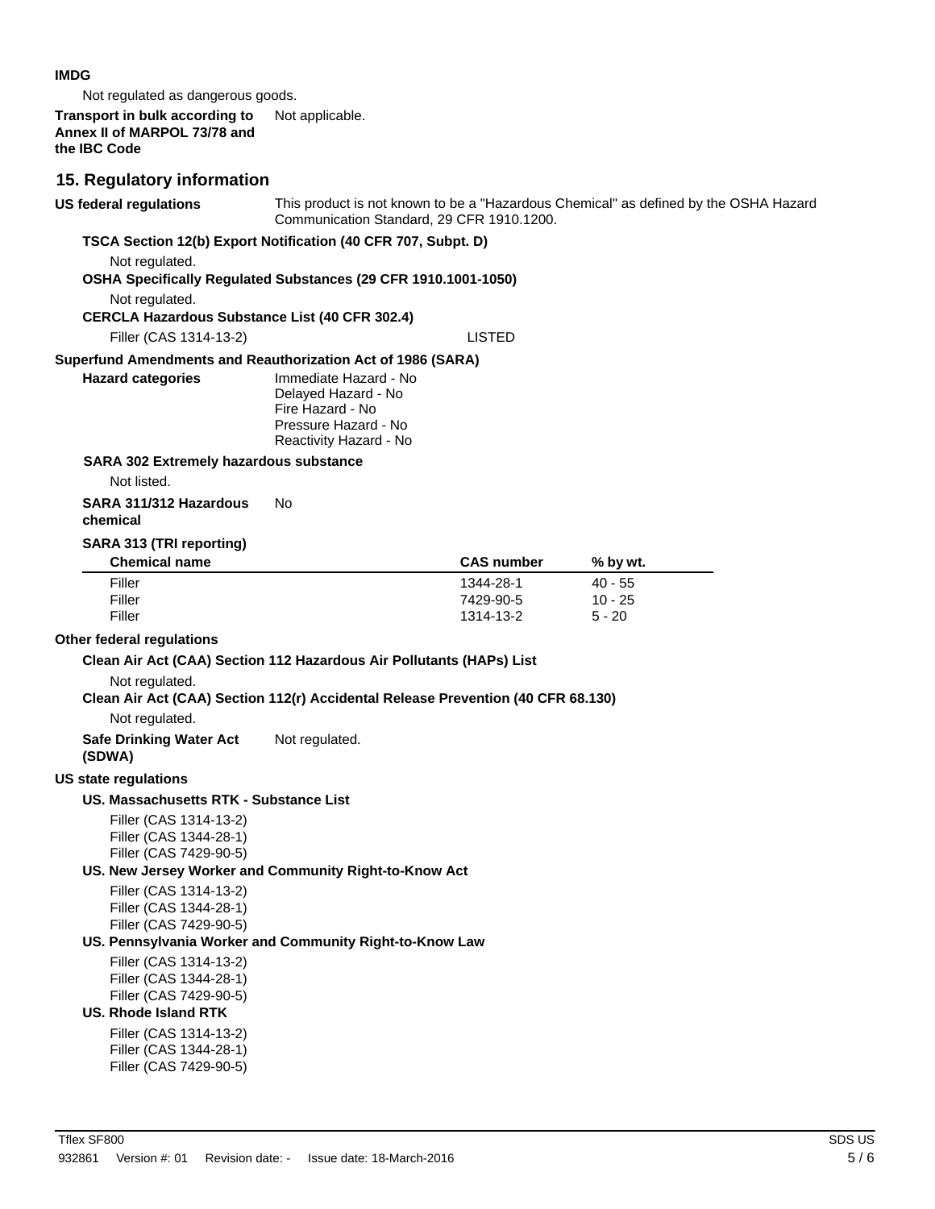**IMDG**

Not regulated as dangerous goods.

**Transport in bulk according to Annex II of MARPOL 73/78 and the IBC Code** Not applicable.

## 15. Regulatory information

**US federal regulations** This product is not known to be a "Hazardous Chemical" as defined by the OSHA Hazard Communication Standard, 29 CFR 1910.1200.

**TSCA Section 12(b) Export Notification (40 CFR 707, Subpt. D)**

Not regulated.

**OSHA Specifically Regulated Substances (29 CFR 1910.1001-1050)**

Not regulated.

**CERCLA Hazardous Substance List (40 CFR 302.4)**

Filler (CAS 1314-13-2) LISTED

**Superfund Amendments and Reauthorization Act of 1986 (SARA)**

**Hazard categories**
Immediate Hazard - No
Delayed Hazard - No
Fire Hazard - No
Pressure Hazard - No
Reactivity Hazard - No

**SARA 302 Extremely hazardous substance**

Not listed.

**SARA 311/312 Hazardous chemical** No

**SARA 313 (TRI reporting)**

| Chemical name | CAS number | % by wt. |
| --- | --- | --- |
| Filler | 1344-28-1 | 40 - 55 |
| Filler | 7429-90-5 | 10 - 25 |
| Filler | 1314-13-2 | 5 - 20 |

**Other federal regulations**

**Clean Air Act (CAA) Section 112 Hazardous Air Pollutants (HAPs) List**

Not regulated.

**Clean Air Act (CAA) Section 112(r) Accidental Release Prevention (40 CFR 68.130)**

Not regulated.

**Safe Drinking Water Act (SDWA)** Not regulated.

**US state regulations**

**US. Massachusetts RTK - Substance List**

Filler (CAS 1314-13-2)
Filler (CAS 1344-28-1)
Filler (CAS 7429-90-5)

**US. New Jersey Worker and Community Right-to-Know Act**

Filler (CAS 1314-13-2)
Filler (CAS 1344-28-1)
Filler (CAS 7429-90-5)

**US. Pennsylvania Worker and Community Right-to-Know Law**

Filler (CAS 1314-13-2)
Filler (CAS 1344-28-1)
Filler (CAS 7429-90-5)

**US. Rhode Island RTK**

Filler (CAS 1314-13-2)
Filler (CAS 1344-28-1)
Filler (CAS 7429-90-5)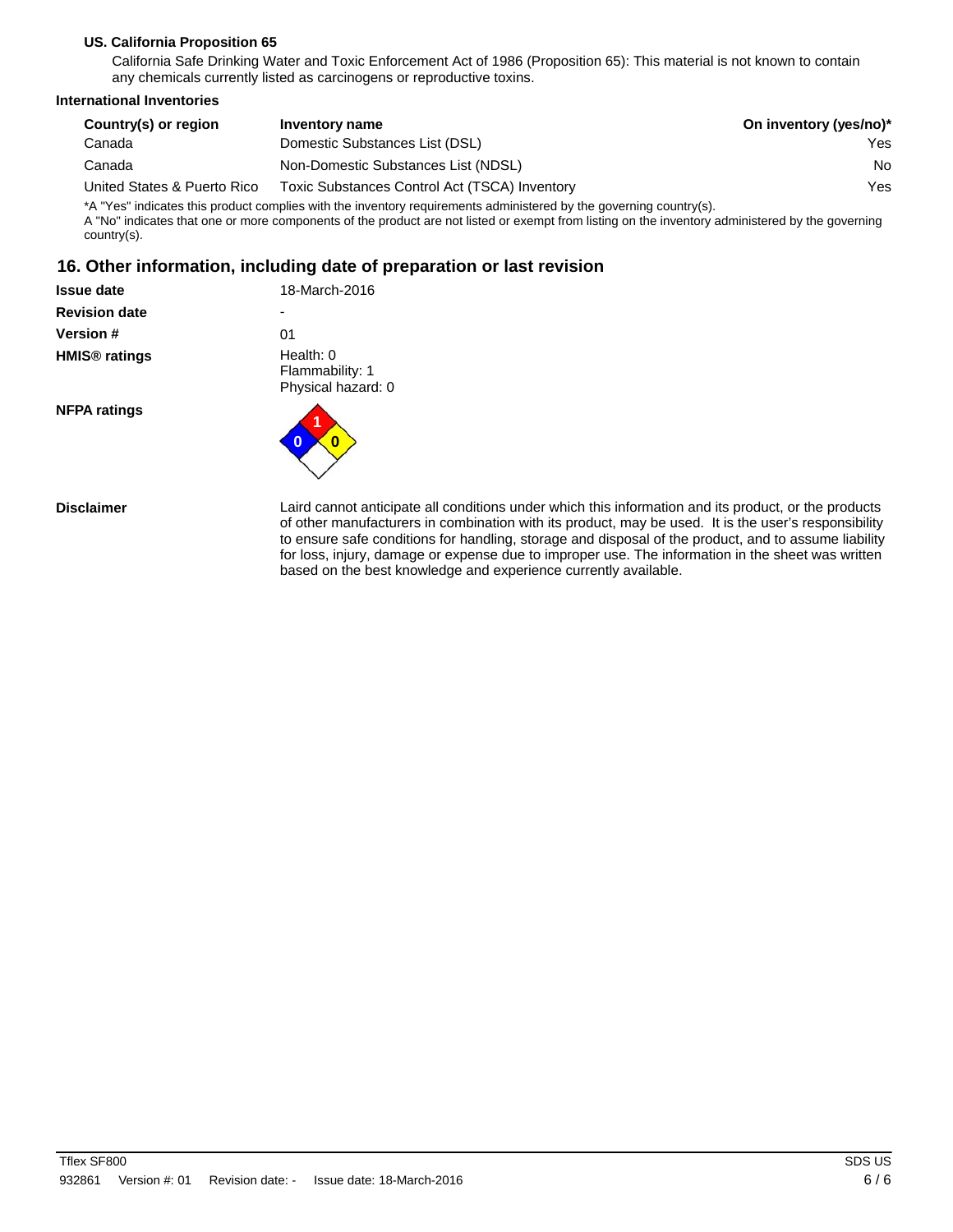**US. California Proposition 65**

California Safe Drinking Water and Toxic Enforcement Act of 1986 (Proposition 65): This material is not known to contain any chemicals currently listed as carcinogens or reproductive toxins.

**International Inventories**

| Country(s) or region | Inventory name | On inventory (yes/no)* |
|---|---|---|
| Canada | Domestic Substances List (DSL) | Yes |
| Canada | Non-Domestic Substances List (NDSL) | No |
| United States & Puerto Rico | Toxic Substances Control Act (TSCA) Inventory | Yes |

*A "Yes" indicates this product complies with the inventory requirements administered by the governing country(s).
A "No" indicates that one or more components of the product are not listed or exempt from listing on the inventory administered by the governing country(s).

## 16. Other information, including date of preparation or last revision

**Issue date** 18-March-2016

**Revision date** -

**Version #** 01

**HMIS® ratings**
Health: 0
Flammability: 1
Physical hazard: 0

**NFPA ratings**
1
0 0

**Disclaimer**
Laird cannot anticipate all conditions under which this information and its product, or the products of other manufacturers in combination with its product, may be used. It is the user's responsibility to ensure safe conditions for handling, storage and disposal of the product, and to assume liability for loss, injury, damage or expense due to improper use. The information in the sheet was written based on the best knowledge and experience currently available.